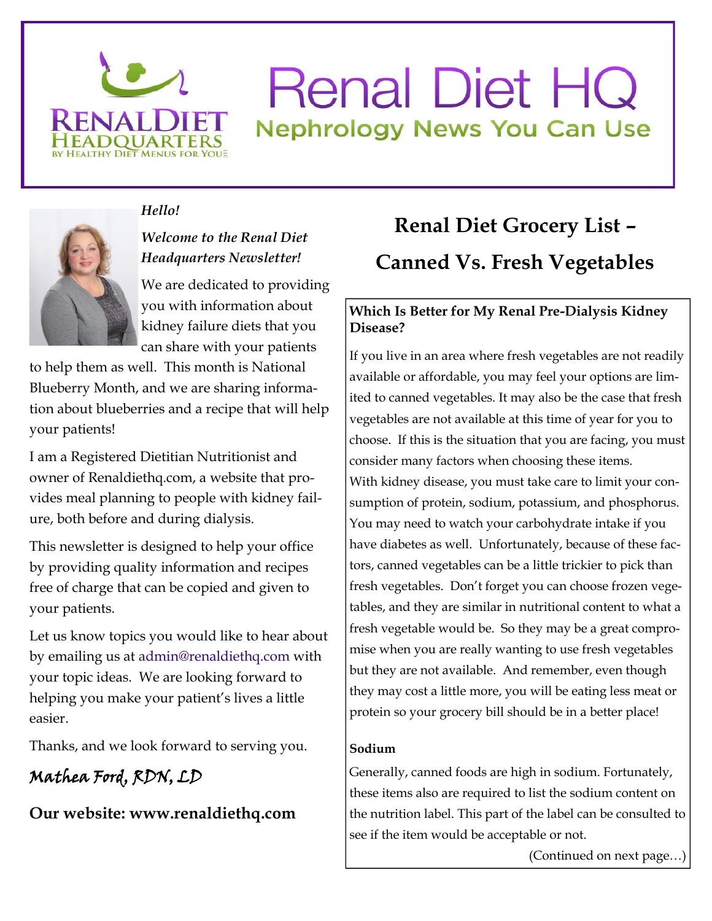# Renal Diet HQ

## Nephrology News You Can Use

RENALDIET HEADQUARTERS BY HEALTHY DIET MENUS FOR YOU

*Hello!*

***Welcome to the Renal Diet Headquarters Newsletter!***

We are dedicated to providing you with information about kidney failure diets that you can share with your patients to help them as well. This month is National Blueberry Month, and we are sharing information about blueberries and a recipe that will help your patients!

I am a Registered Dietitian Nutritionist and owner of Renaldiethq.com, a website that provides meal planning to people with kidney failure, both before and during dialysis.

This newsletter is designed to help your office by providing quality information and recipes free of charge that can be copied and given to your patients.

Let us know topics you would like to hear about by emailing us at admin@renaldiethq.com with your topic ideas. We are looking forward to helping you make your patient's lives a little easier.

Thanks, and we look forward to serving you.

*Mathea Ford, RDN, LD*

**Our website: www.renaldiethq.com**

## Renal Diet Grocery List – Canned Vs. Fresh Vegetables

**Which Is Better for My Renal Pre-Dialysis Kidney Disease?**

If you live in an area where fresh vegetables are not readily available or affordable, you may feel your options are limited to canned vegetables. It may also be the case that fresh vegetables are not available at this time of year for you to choose. If this is the situation that you are facing, you must consider many factors when choosing these items.

With kidney disease, you must take care to limit your consumption of protein, sodium, potassium, and phosphorus. You may need to watch your carbohydrate intake if you have diabetes as well. Unfortunately, because of these factors, canned vegetables can be a little trickier to pick than fresh vegetables. Don't forget you can choose frozen vegetables, and they are similar in nutritional content to what a fresh vegetable would be. So they may be a great compromise when you are really wanting to use fresh vegetables but they are not available. And remember, even though they may cost a little more, you will be eating less meat or protein so your grocery bill should be in a better place!

**Sodium**

Generally, canned foods are high in sodium. Fortunately, these items also are required to list the sodium content on the nutrition label. This part of the label can be consulted to see if the item would be acceptable or not.

(Continued on next page…)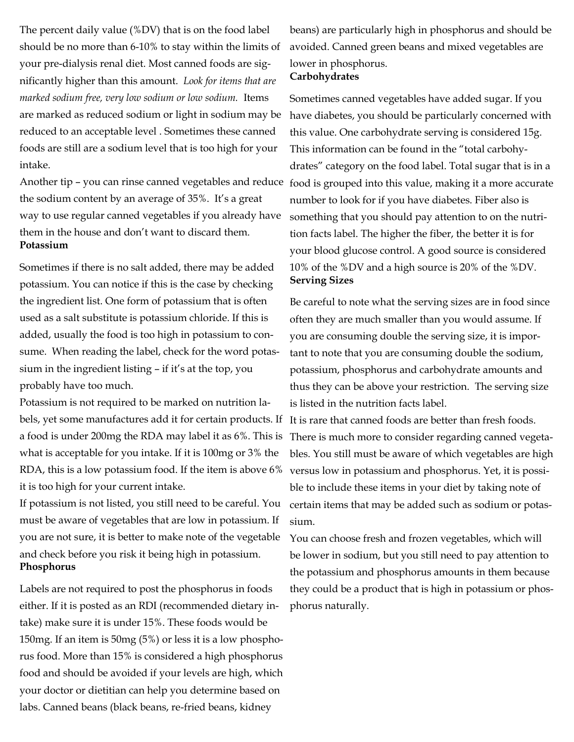The percent daily value (%DV) that is on the food label should be no more than 6-10% to stay within the limits of your pre-dialysis renal diet. Most canned foods are significantly higher than this amount. *Look for items that are marked sodium free, very low sodium or low sodium.* Items are marked as reduced sodium or light in sodium may be reduced to an acceptable level . Sometimes these canned foods are still are a sodium level that is too high for your intake.

Another tip – you can rinse canned vegetables and reduce the sodium content by an average of 35%. It's a great way to use regular canned vegetables if you already have them in the house and don't want to discard them.

**Potassium**

Sometimes if there is no salt added, there may be added potassium. You can notice if this is the case by checking the ingredient list. One form of potassium that is often used as a salt substitute is potassium chloride. If this is added, usually the food is too high in potassium to consume. When reading the label, check for the word potassium in the ingredient listing – if it's at the top, you probably have too much.

Potassium is not required to be marked on nutrition labels, yet some manufactures add it for certain products. If a food is under 200mg the RDA may label it as 6%. This is what is acceptable for you intake. If it is 100mg or 3% the RDA, this is a low potassium food. If the item is above 6% it is too high for your current intake.

If potassium is not listed, you still need to be careful. You must be aware of vegetables that are low in potassium. If you are not sure, it is better to make note of the vegetable and check before you risk it being high in potassium.

**Phosphorus**

Labels are not required to post the phosphorus in foods either. If it is posted as an RDI (recommended dietary intake) make sure it is under 15%. These foods would be 150mg. If an item is 50mg (5%) or less it is a low phosphorus food. More than 15% is considered a high phosphorus food and should be avoided if your levels are high, which your doctor or dietitian can help you determine based on labs. Canned beans (black beans, re-fried beans, kidney beans) are particularly high in phosphorus and should be avoided. Canned green beans and mixed vegetables are lower in phosphorus.

**Carbohydrates**

Sometimes canned vegetables have added sugar. If you have diabetes, you should be particularly concerned with this value. One carbohydrate serving is considered 15g. This information can be found in the "total carbohydrates" category on the food label. Total sugar that is in a food is grouped into this value, making it a more accurate number to look for if you have diabetes. Fiber also is something that you should pay attention to on the nutrition facts label. The higher the fiber, the better it is for your blood glucose control. A good source is considered 10% of the %DV and a high source is 20% of the %DV.

**Serving Sizes**

Be careful to note what the serving sizes are in food since often they are much smaller than you would assume. If you are consuming double the serving size, it is important to note that you are consuming double the sodium, potassium, phosphorus and carbohydrate amounts and thus they can be above your restriction. The serving size is listed in the nutrition facts label.

It is rare that canned foods are better than fresh foods. There is much more to consider regarding canned vegetables. You still must be aware of which vegetables are high versus low in potassium and phosphorus. Yet, it is possible to include these items in your diet by taking note of certain items that may be added such as sodium or potassium.

You can choose fresh and frozen vegetables, which will be lower in sodium, but you still need to pay attention to the potassium and phosphorus amounts in them because they could be a product that is high in potassium or phosphorus naturally.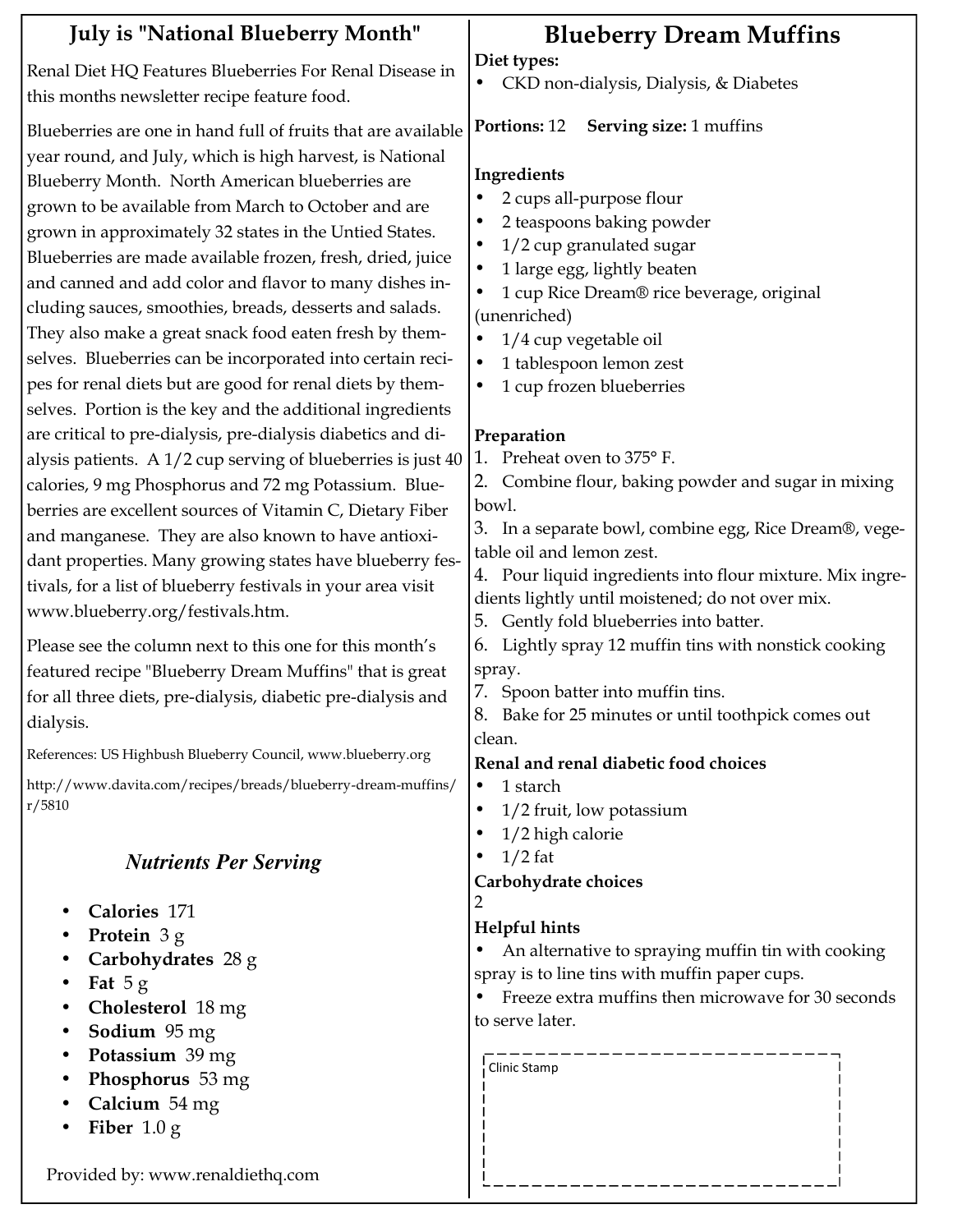## July is "National Blueberry Month"

Renal Diet HQ Features Blueberries For Renal Disease in this months newsletter recipe feature food.

Blueberries are one in hand full of fruits that are available year round, and July, which is high harvest, is National Blueberry Month. North American blueberries are grown to be available from March to October and are grown in approximately 32 states in the Untied States. Blueberries are made available frozen, fresh, dried, juice and canned and add color and flavor to many dishes including sauces, smoothies, breads, desserts and salads. They also make a great snack food eaten fresh by themselves. Blueberries can be incorporated into certain recipes for renal diets but are good for renal diets by themselves. Portion is the key and the additional ingredients are critical to pre-dialysis, pre-dialysis diabetics and dialysis patients. A 1/2 cup serving of blueberries is just 40 calories, 9 mg Phosphorus and 72 mg Potassium. Blueberries are excellent sources of Vitamin C, Dietary Fiber and manganese. They are also known to have antioxidant properties. Many growing states have blueberry festivals, for a list of blueberry festivals in your area visit www.blueberry.org/festivals.htm.

Please see the column next to this one for this month's featured recipe "Blueberry Dream Muffins" that is great for all three diets, pre-dialysis, diabetic pre-dialysis and dialysis.

References: US Highbush Blueberry Council, www.blueberry.org

http://www.davita.com/recipes/breads/blueberry-dream-muffins/r/5810

### *Nutrients Per Serving*

- **Calories** 171
- **Protein** 3 g
- **Carbohydrates** 28 g
- **Fat** 5 g
- **Cholesterol** 18 mg
- **Sodium** 95 mg
- **Potassium** 39 mg
- **Phosphorus** 53 mg
- **Calcium** 54 mg
- **Fiber** 1.0 g

Provided by: www.renaldiethq.com

## Blueberry Dream Muffins

**Diet types:**

- CKD non-dialysis, Dialysis, & Diabetes

**Portions:** 12 **Serving size:** 1 muffins

**Ingredients**

- 2 cups all-purpose flour
- 2 teaspoons baking powder
- 1/2 cup granulated sugar
- 1 large egg, lightly beaten
- 1 cup Rice Dream® rice beverage, original (unenriched)
- 1/4 cup vegetable oil
- 1 tablespoon lemon zest
- 1 cup frozen blueberries

**Preparation**

1. Preheat oven to 375° F.
2. Combine flour, baking powder and sugar in mixing bowl.
3. In a separate bowl, combine egg, Rice Dream®, vegetable oil and lemon zest.
4. Pour liquid ingredients into flour mixture. Mix ingredients lightly until moistened; do not over mix.
5. Gently fold blueberries into batter.
6. Lightly spray 12 muffin tins with nonstick cooking spray.
7. Spoon batter into muffin tins.
8. Bake for 25 minutes or until toothpick comes out clean.

**Renal and renal diabetic food choices**

- 1 starch
- 1/2 fruit, low potassium
- 1/2 high calorie
- 1/2 fat

**Carbohydrate choices**

2

**Helpful hints**

- An alternative to spraying muffin tin with cooking spray is to line tins with muffin paper cups.
- Freeze extra muffins then microwave for 30 seconds to serve later.

Clinic Stamp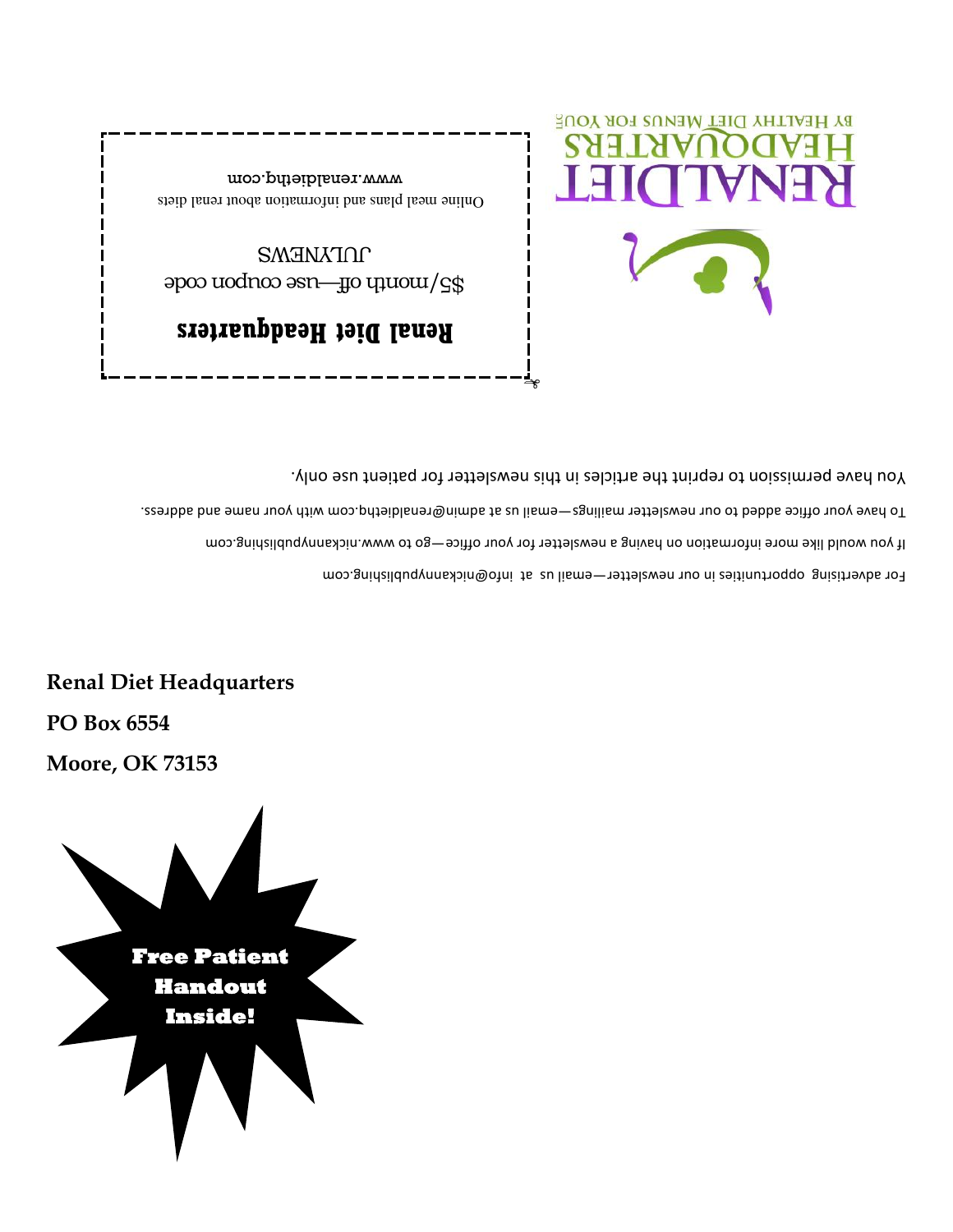RENAL DIET HEADQUARTERS
BY HEALTHY DIET MENUS FOR YOU™

**Renal Diet Headquarters**

$5/month off—use coupon code

JULYNEWS

Online meal plans and information about renal diets

www.renaldiethq.com

For advertising opportunities in our newsletter—email us at info@nickannypublishing.com

If you would like more information on having a newsletter for your office—go to www.nickannypublishing.com

To have your office added to our newsletter mailings—email us at admin@renaldiethq.com with your name and address.

You have permission to reprint the articles in this newsletter for patient use only.

**Renal Diet Headquarters**

**PO Box 6554**

**Moore, OK 73153**

**Free Patient Handout Inside!**